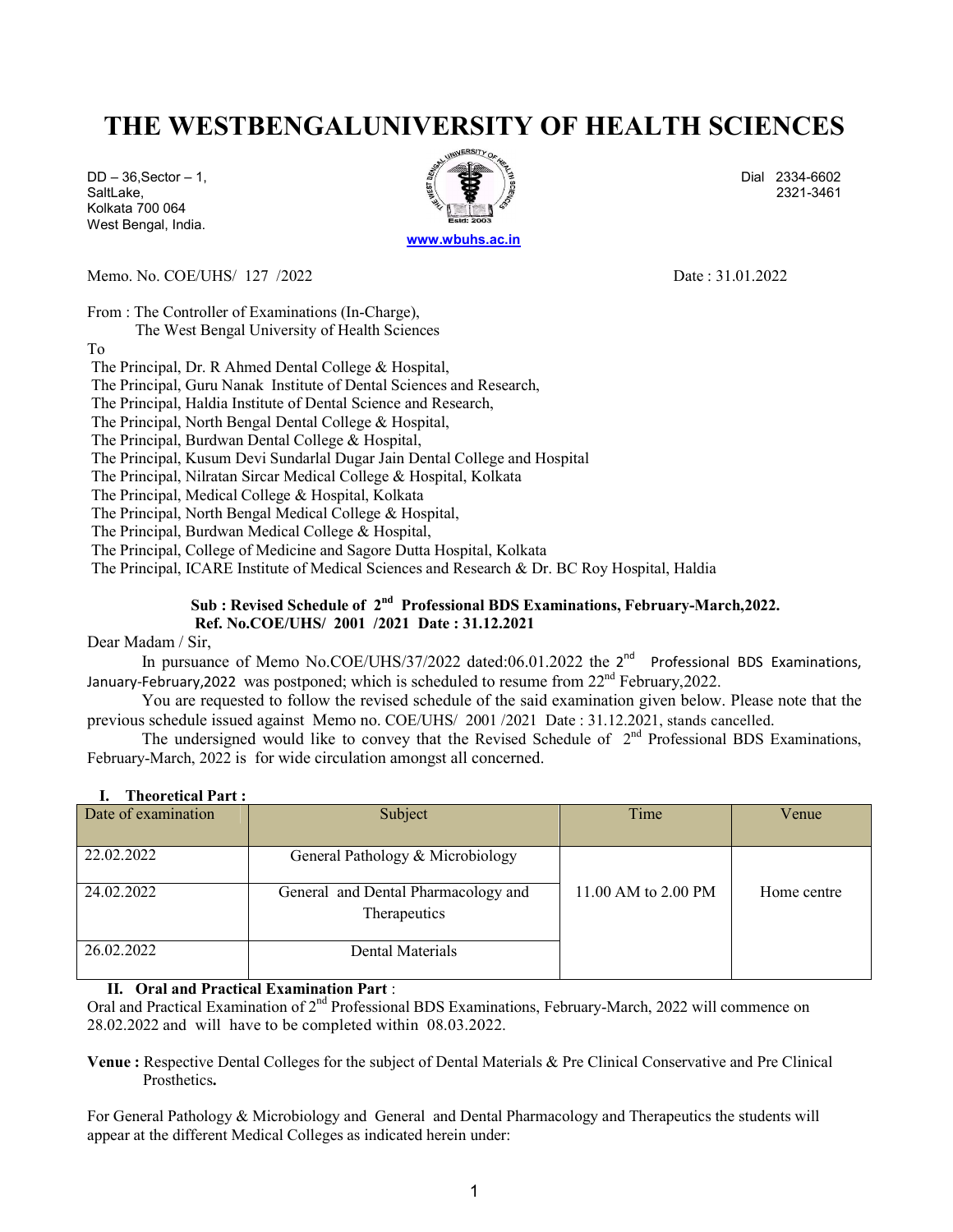# THE WESTBENGALUNIVERSITY OF HEALTH SCIENCES

DD – 36,Sector – 1,
SaltLake,
Kolkata 700 064
West Bengal, India.

www.wbuhs.ac.in

Dial 2334-6602
2321-3461

Memo. No. COE/UHS/ 127 /2022 Date : 31.01.2022

From : The Controller of Examinations (In-Charge),
The West Bengal University of Health Sciences

To
The Principal, Dr. R Ahmed Dental College & Hospital,
The Principal, Guru Nanak Institute of Dental Sciences and Research,
The Principal, Haldia Institute of Dental Science and Research,
The Principal, North Bengal Dental College & Hospital,
The Principal, Burdwan Dental College & Hospital,
The Principal, Kusum Devi Sundarlal Dugar Jain Dental College and Hospital
The Principal, Nilratan Sircar Medical College & Hospital, Kolkata
The Principal, Medical College & Hospital, Kolkata
The Principal, North Bengal Medical College & Hospital,
The Principal, Burdwan Medical College & Hospital,
The Principal, College of Medicine and Sagore Dutta Hospital, Kolkata
The Principal, ICARE Institute of Medical Sciences and Research & Dr. BC Roy Hospital, Haldia

**Sub : Revised Schedule of 2nd Professional BDS Examinations, February-March,2022.**
**Ref. No.COE/UHS/ 2001 /2021 Date : 31.12.2021**

Dear Madam / Sir,

In pursuance of Memo No.COE/UHS/37/2022 dated:06.01.2022 the 2nd Professional BDS Examinations, January-February,2022 was postponed; which is scheduled to resume from 22nd February,2022.

You are requested to follow the revised schedule of the said examination given below. Please note that the previous schedule issued against Memo no. COE/UHS/ 2001 /2021 Date : 31.12.2021, stands cancelled.

The undersigned would like to convey that the Revised Schedule of 2nd Professional BDS Examinations, February-March, 2022 is for wide circulation amongst all concerned.

**I. Theoretical Part :**

| Date of examination | Subject | Time | Venue |
|---|---|---|---|
| 22.02.2022 | General Pathology & Microbiology | 11.00 AM to 2.00 PM | Home centre |
| 24.02.2022 | General and Dental Pharmacology and Therapeutics | | |
| 26.02.2022 | Dental Materials | | |

**II. Oral and Practical Examination Part** :

Oral and Practical Examination of 2nd Professional BDS Examinations, February-March, 2022 will commence on 28.02.2022 and will have to be completed within 08.03.2022.

**Venue :** Respective Dental Colleges for the subject of Dental Materials & Pre Clinical Conservative and Pre Clinical Prosthetics**.**

For General Pathology & Microbiology and General and Dental Pharmacology and Therapeutics the students will appear at the different Medical Colleges as indicated herein under: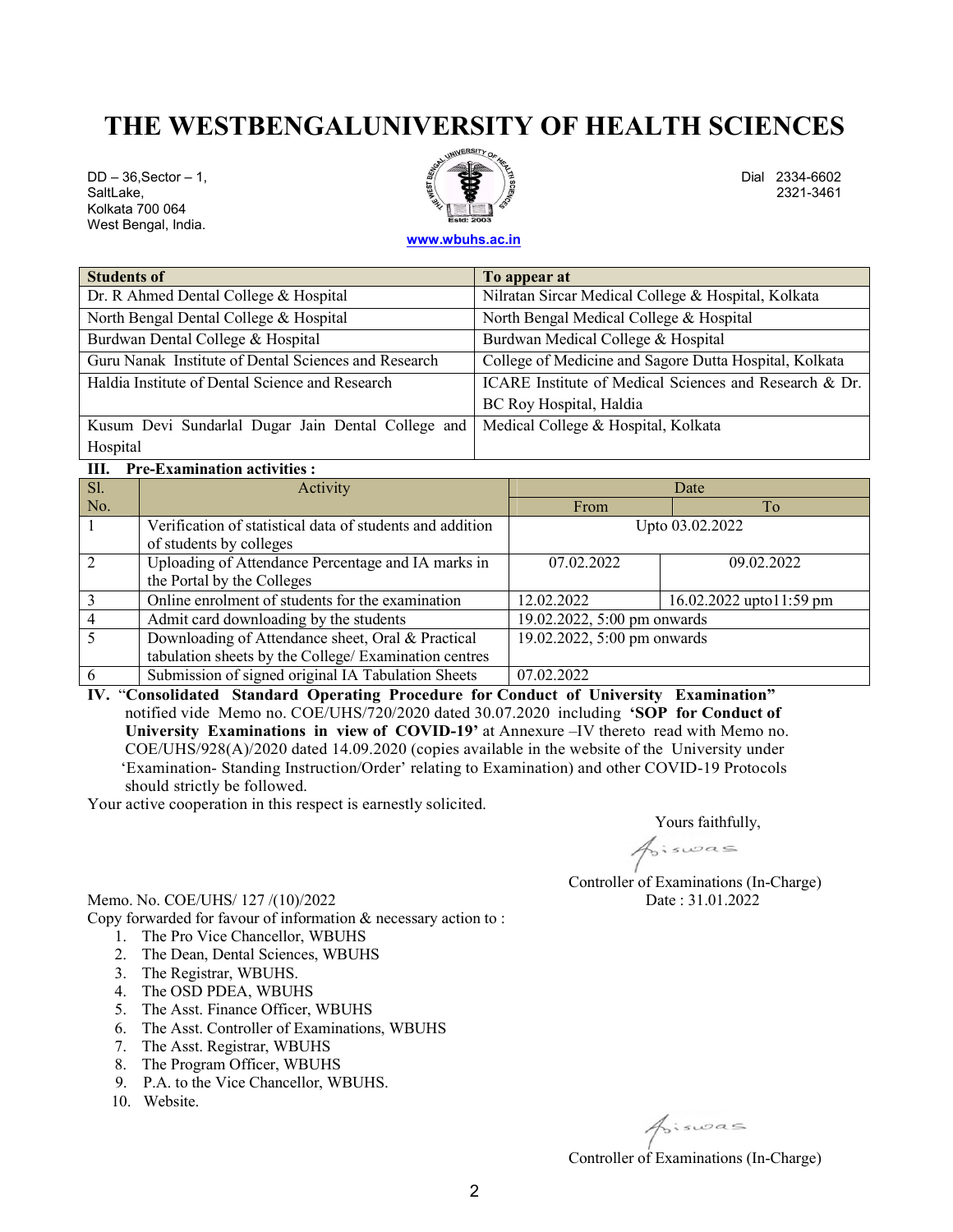# THE WESTBENGALUNIVERSITY OF HEALTH SCIENCES

DD – 36,Sector – 1,
SaltLake,
Kolkata 700 064
West Bengal, India.

Dial 2334-6602
2321-3461

www.wbuhs.ac.in

| Students of | To appear at |
|---|---|
| Dr. R Ahmed Dental College & Hospital | Nilratan Sircar Medical College & Hospital, Kolkata |
| North Bengal Dental College & Hospital | North Bengal Medical College & Hospital |
| Burdwan Dental College & Hospital | Burdwan Medical College & Hospital |
| Guru Nanak Institute of Dental Sciences and Research | College of Medicine and Sagore Dutta Hospital, Kolkata |
| Haldia Institute of Dental Science and Research | ICARE Institute of Medical Sciences and Research & Dr. BC Roy Hospital, Haldia |
| Kusum Devi Sundarlal Dugar Jain Dental College and Hospital | Medical College & Hospital, Kolkata |

**III. Pre-Examination activities :**

| Sl. No. | Activity | Date | |
|---|---|---|---|
| | | From | To |
| 1 | Verification of statistical data of students and addition of students by colleges | Upto 03.02.2022 | |
| 2 | Uploading of Attendance Percentage and IA marks in the Portal by the Colleges | 07.02.2022 | 09.02.2022 |
| 3 | Online enrolment of students for the examination | 12.02.2022 | 16.02.2022 upto11:59 pm |
| 4 | Admit card downloading by the students | 19.02.2022, 5:00 pm onwards | |
| 5 | Downloading of Attendance sheet, Oral & Practical tabulation sheets by the College/ Examination centres | 19.02.2022, 5:00 pm onwards | |
| 6 | Submission of signed original IA Tabulation Sheets | 07.02.2022 | |

**IV.** "**Consolidated Standard Operating Procedure for Conduct of University Examination"** notified vide Memo no. COE/UHS/720/2020 dated 30.07.2020 including **'SOP for Conduct of University Examinations in view of COVID-19'** at Annexure –IV thereto read with Memo no. COE/UHS/928(A)/2020 dated 14.09.2020 (copies available in the website of the University under 'Examination- Standing Instruction/Order' relating to Examination) and other COVID-19 Protocols should strictly be followed.

Your active cooperation in this respect is earnestly solicited.

Yours faithfully,

Biswas

Controller of Examinations (In-Charge)

Memo. No. COE/UHS/ 127 /(10)/2022

Date : 31.01.2022

Copy forwarded for favour of information & necessary action to :

1. The Pro Vice Chancellor, WBUHS
2. The Dean, Dental Sciences, WBUHS
3. The Registrar, WBUHS.
4. The OSD PDEA, WBUHS
5. The Asst. Finance Officer, WBUHS
6. The Asst. Controller of Examinations, WBUHS
7. The Asst. Registrar, WBUHS
8. The Program Officer, WBUHS
9. P.A. to the Vice Chancellor, WBUHS.
10. Website.

Biswas

Controller of Examinations (In-Charge)